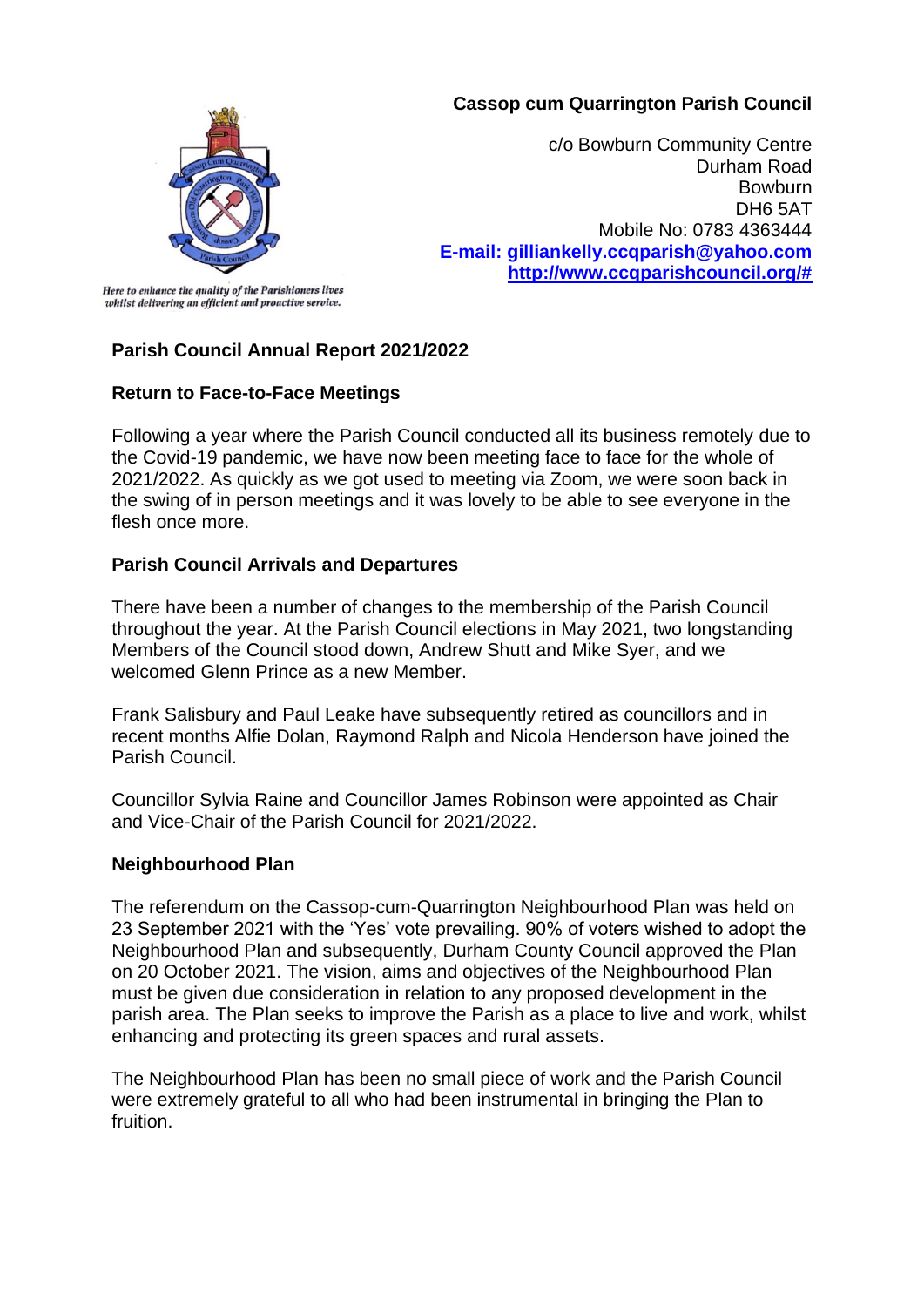**Cassop cum Quarrington Parish Council**

c/o Bowburn Community Centre
Durham Road
Bowburn
DH6 5AT
Mobile No: 0783 4363444
**E-mail: gilliankelly.ccqparish@yahoo.com**
**http://www.ccqparishcouncil.org/#**

*Here to enhance the quality of the Parishioners lives whilst delivering an efficient and proactive service.*

## Parish Council Annual Report 2021/2022

### Return to Face-to-Face Meetings

Following a year where the Parish Council conducted all its business remotely due to the Covid-19 pandemic, we have now been meeting face to face for the whole of 2021/2022. As quickly as we got used to meeting via Zoom, we were soon back in the swing of in person meetings and it was lovely to be able to see everyone in the flesh once more.

### Parish Council Arrivals and Departures

There have been a number of changes to the membership of the Parish Council throughout the year. At the Parish Council elections in May 2021, two longstanding Members of the Council stood down, Andrew Shutt and Mike Syer, and we welcomed Glenn Prince as a new Member.

Frank Salisbury and Paul Leake have subsequently retired as councillors and in recent months Alfie Dolan, Raymond Ralph and Nicola Henderson have joined the Parish Council.

Councillor Sylvia Raine and Councillor James Robinson were appointed as Chair and Vice-Chair of the Parish Council for 2021/2022.

### Neighbourhood Plan

The referendum on the Cassop-cum-Quarrington Neighbourhood Plan was held on 23 September 2021 with the 'Yes' vote prevailing. 90% of voters wished to adopt the Neighbourhood Plan and subsequently, Durham County Council approved the Plan on 20 October 2021. The vision, aims and objectives of the Neighbourhood Plan must be given due consideration in relation to any proposed development in the parish area. The Plan seeks to improve the Parish as a place to live and work, whilst enhancing and protecting its green spaces and rural assets.

The Neighbourhood Plan has been no small piece of work and the Parish Council were extremely grateful to all who had been instrumental in bringing the Plan to fruition.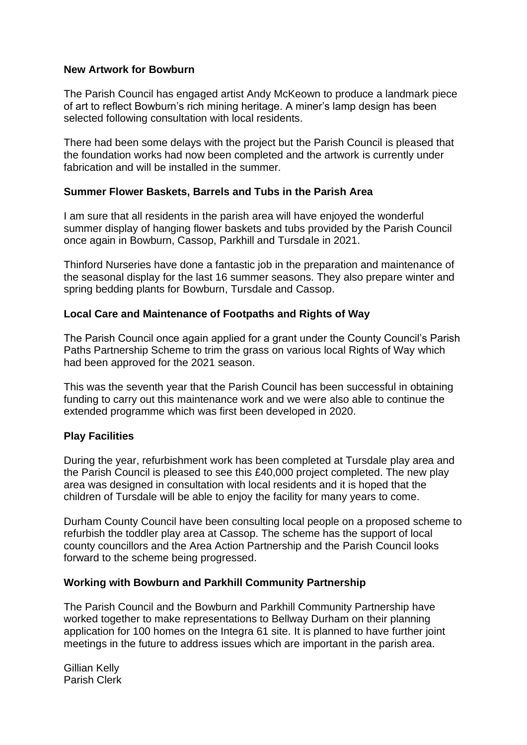**New Artwork for Bowburn**

The Parish Council has engaged artist Andy McKeown to produce a landmark piece of art to reflect Bowburn's rich mining heritage. A miner's lamp design has been selected following consultation with local residents.

There had been some delays with the project but the Parish Council is pleased that the foundation works had now been completed and the artwork is currently under fabrication and will be installed in the summer.

**Summer Flower Baskets, Barrels and Tubs in the Parish Area**

I am sure that all residents in the parish area will have enjoyed the wonderful summer display of hanging flower baskets and tubs provided by the Parish Council once again in Bowburn, Cassop, Parkhill and Tursdale in 2021.

Thinford Nurseries have done a fantastic job in the preparation and maintenance of the seasonal display for the last 16 summer seasons. They also prepare winter and spring bedding plants for Bowburn, Tursdale and Cassop.

**Local Care and Maintenance of Footpaths and Rights of Way**

The Parish Council once again applied for a grant under the County Council's Parish Paths Partnership Scheme to trim the grass on various local Rights of Way which had been approved for the 2021 season.

This was the seventh year that the Parish Council has been successful in obtaining funding to carry out this maintenance work and we were also able to continue the extended programme which was first been developed in 2020.

**Play Facilities**

During the year, refurbishment work has been completed at Tursdale play area and the Parish Council is pleased to see this £40,000 project completed. The new play area was designed in consultation with local residents and it is hoped that the children of Tursdale will be able to enjoy the facility for many years to come.

Durham County Council have been consulting local people on a proposed scheme to refurbish the toddler play area at Cassop. The scheme has the support of local county councillors and the Area Action Partnership and the Parish Council looks forward to the scheme being progressed.

**Working with Bowburn and Parkhill Community Partnership**

The Parish Council and the Bowburn and Parkhill Community Partnership have worked together to make representations to Bellway Durham on their planning application for 100 homes on the Integra 61 site. It is planned to have further joint meetings in the future to address issues which are important in the parish area.

Gillian Kelly
Parish Clerk